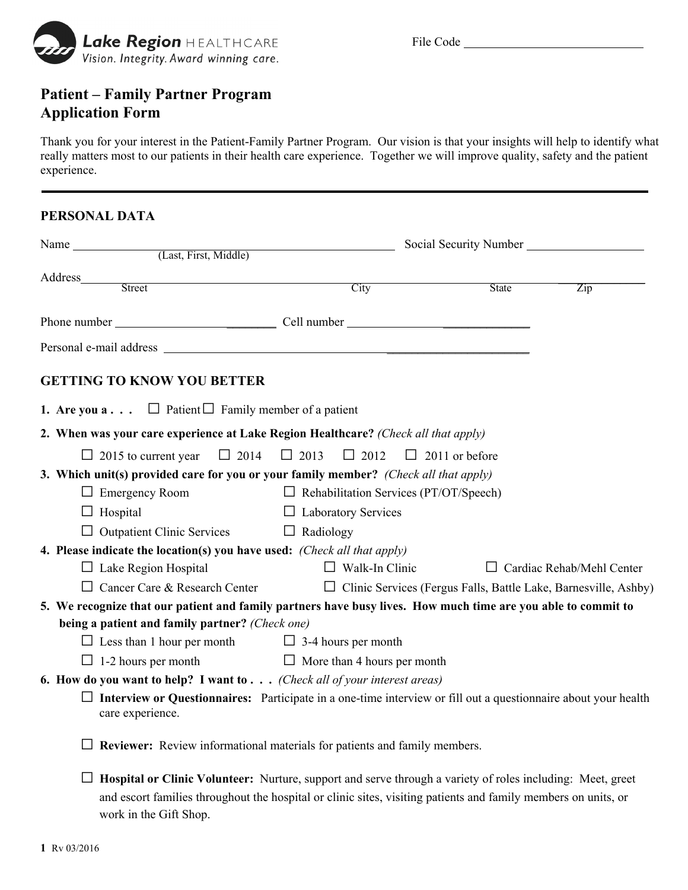Lake Region HEALTHCARE
Vision. Integrity. Award winning care.

File Code ______________________________

# Patient – Family Partner Program
# Application Form

Thank you for your interest in the Patient-Family Partner Program. Our vision is that your insights will help to identify what really matters most to our patients in their health care experience. Together we will improve quality, safety and the patient experience.

---

## PERSONAL DATA

Name ______________________________ (Last, First, Middle) Social Security Number ____________________

Address ______________________________ Street City State Zip

Phone number ____________________ Cell number ____________________

Personal e-mail address ______________________________

## GETTING TO KNOW YOU BETTER

**1. Are you a . . .** ☐ Patient ☐ Family member of a patient

**2. When was your care experience at Lake Region Healthcare?** *(Check all that apply)*

☐ 2015 to current year ☐ 2014 ☐ 2013 ☐ 2012 ☐ 2011 or before

**3. Which unit(s) provided care for you or your family member?** *(Check all that apply)*

☐ Emergency Room ☐ Rehabilitation Services (PT/OT/Speech)
☐ Hospital ☐ Laboratory Services
☐ Outpatient Clinic Services ☐ Radiology

**4. Please indicate the location(s) you have used:** *(Check all that apply)*

☐ Lake Region Hospital ☐ Walk-In Clinic ☐ Cardiac Rehab/Mehl Center
☐ Cancer Care & Research Center ☐ Clinic Services (Fergus Falls, Battle Lake, Barnesville, Ashby)

**5. We recognize that our patient and family partners have busy lives. How much time are you able to commit to being a patient and family partner?** *(Check one)*

☐ Less than 1 hour per month ☐ 3-4 hours per month
☐ 1-2 hours per month ☐ More than 4 hours per month

**6. How do you want to help? I want to . . .** *(Check all of your interest areas)*

☐ **Interview or Questionnaires:** Participate in a one-time interview or fill out a questionnaire about your health care experience.

☐ **Reviewer:** Review informational materials for patients and family members.

☐ **Hospital or Clinic Volunteer:** Nurture, support and serve through a variety of roles including: Meet, greet and escort families throughout the hospital or clinic sites, visiting patients and family members on units, or work in the Gift Shop.

Rv 03/2016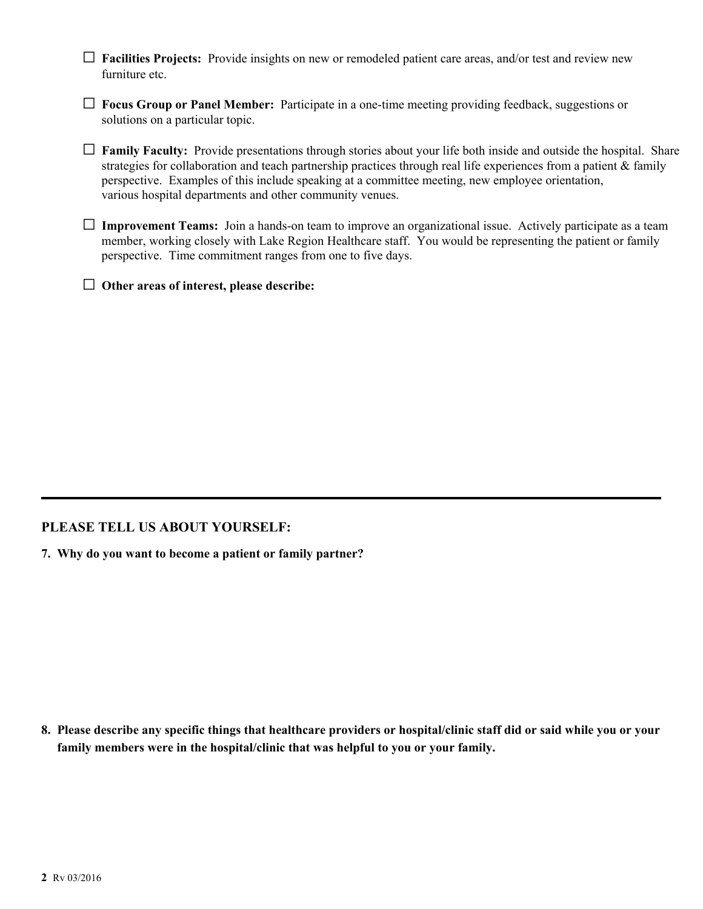- ☐ **Facilities Projects:** Provide insights on new or remodeled patient care areas, and/or test and review new furniture etc.

- ☐ **Focus Group or Panel Member:** Participate in a one-time meeting providing feedback, suggestions or solutions on a particular topic.

- ☐ **Family Faculty:** Provide presentations through stories about your life both inside and outside the hospital. Share strategies for collaboration and teach partnership practices through real life experiences from a patient & family perspective. Examples of this include speaking at a committee meeting, new employee orientation, various hospital departments and other community venues.

- ☐ **Improvement Teams:** Join a hands-on team to improve an organizational issue. Actively participate as a team member, working closely with Lake Region Healthcare staff. You would be representing the patient or family perspective. Time commitment ranges from one to five days.

- ☐ **Other areas of interest, please describe:**

---

## PLEASE TELL US ABOUT YOURSELF:

**7. Why do you want to become a patient or family partner?**

**8. Please describe any specific things that healthcare providers or hospital/clinic staff did or said while you or your family members were in the hospital/clinic that was helpful to you or your family.**

Rv 03/2016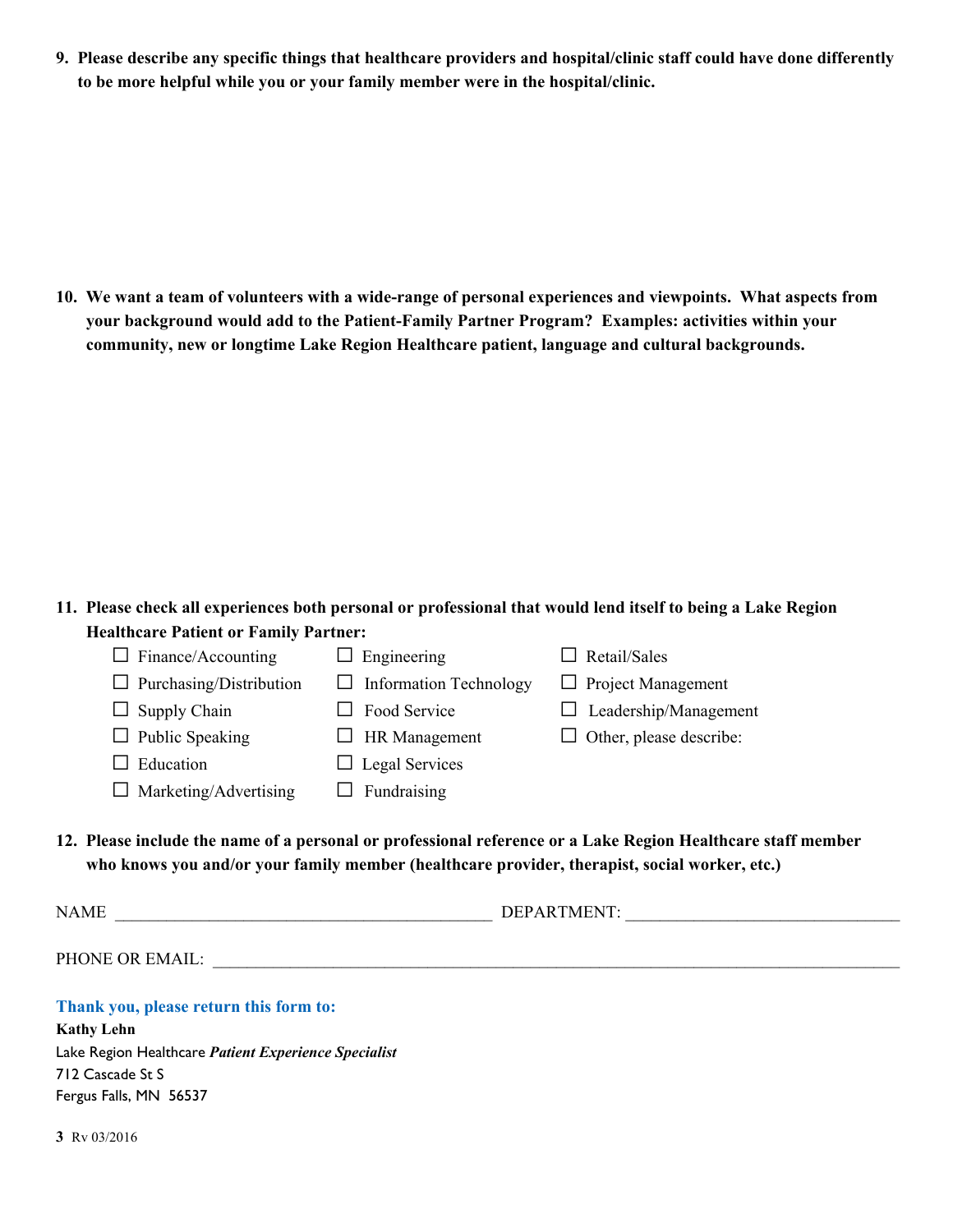**9. Please describe any specific things that healthcare providers and hospital/clinic staff could have done differently to be more helpful while you or your family member were in the hospital/clinic.**

**10. We want a team of volunteers with a wide-range of personal experiences and viewpoints. What aspects from your background would add to the Patient-Family Partner Program? Examples: activities within your community, new or longtime Lake Region Healthcare patient, language and cultural backgrounds.**

**11. Please check all experiences both personal or professional that would lend itself to being a Lake Region Healthcare Patient or Family Partner:**

- ☐ Finance/Accounting
- ☐ Purchasing/Distribution
- ☐ Supply Chain
- ☐ Public Speaking
- ☐ Education
- ☐ Marketing/Advertising
- ☐ Engineering
- ☐ Information Technology
- ☐ Food Service
- ☐ HR Management
- ☐ Legal Services
- ☐ Fundraising
- ☐ Retail/Sales
- ☐ Project Management
- ☐ Leadership/Management
- ☐ Other, please describe:

**12. Please include the name of a personal or professional reference or a Lake Region Healthcare staff member who knows you and/or your family member (healthcare provider, therapist, social worker, etc.)**

NAME ____________________________________________ DEPARTMENT: ________________________________

PHONE OR EMAIL: ________________________________________________________________________________

**Thank you, please return this form to:**

**Kathy Lehn**
Lake Region Healthcare ***Patient Experience Specialist***
712 Cascade St S
Fergus Falls, MN 56537

Rv 03/2016